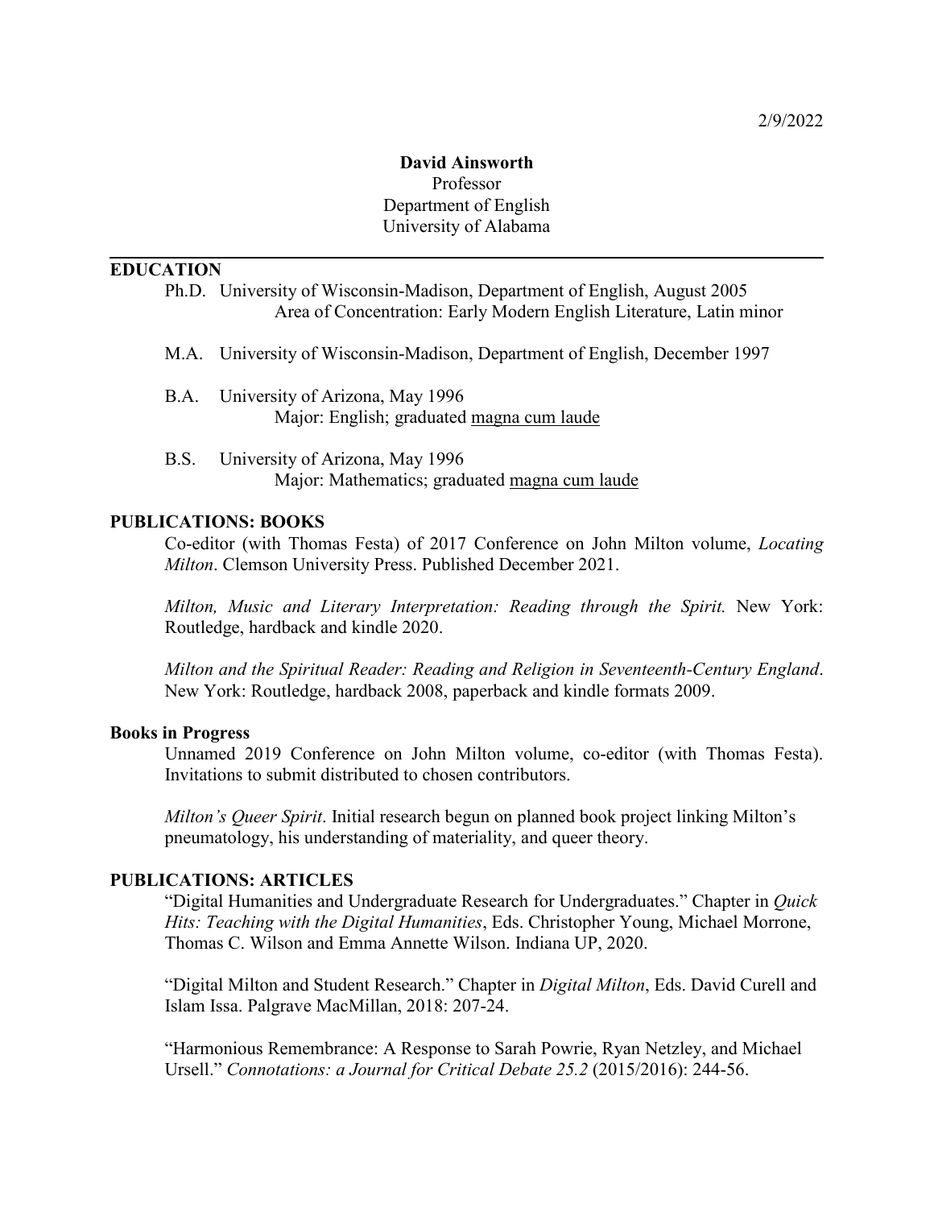2/9/2022

**David Ainsworth**
Professor
Department of English
University of Alabama

---

## EDUCATION

Ph.D. University of Wisconsin-Madison, Department of English, August 2005
Area of Concentration: Early Modern English Literature, Latin minor

M.A. University of Wisconsin-Madison, Department of English, December 1997

B.A. University of Arizona, May 1996
Major: English; graduated magna cum laude

B.S. University of Arizona, May 1996
Major: Mathematics; graduated magna cum laude

## PUBLICATIONS: BOOKS

Co-editor (with Thomas Festa) of 2017 Conference on John Milton volume, *Locating Milton*. Clemson University Press. Published December 2021.

*Milton, Music and Literary Interpretation: Reading through the Spirit.* New York: Routledge, hardback and kindle 2020.

*Milton and the Spiritual Reader: Reading and Religion in Seventeenth-Century England*. New York: Routledge, hardback 2008, paperback and kindle formats 2009.

### Books in Progress

Unnamed 2019 Conference on John Milton volume, co-editor (with Thomas Festa). Invitations to submit distributed to chosen contributors.

*Milton's Queer Spirit*. Initial research begun on planned book project linking Milton's pneumatology, his understanding of materiality, and queer theory.

## PUBLICATIONS: ARTICLES

"Digital Humanities and Undergraduate Research for Undergraduates." Chapter in *Quick Hits: Teaching with the Digital Humanities*, Eds. Christopher Young, Michael Morrone, Thomas C. Wilson and Emma Annette Wilson. Indiana UP, 2020.

"Digital Milton and Student Research." Chapter in *Digital Milton*, Eds. David Curell and Islam Issa. Palgrave MacMillan, 2018: 207-24.

"Harmonious Remembrance: A Response to Sarah Powrie, Ryan Netzley, and Michael Ursell." *Connotations: a Journal for Critical Debate 25.2* (2015/2016): 244-56.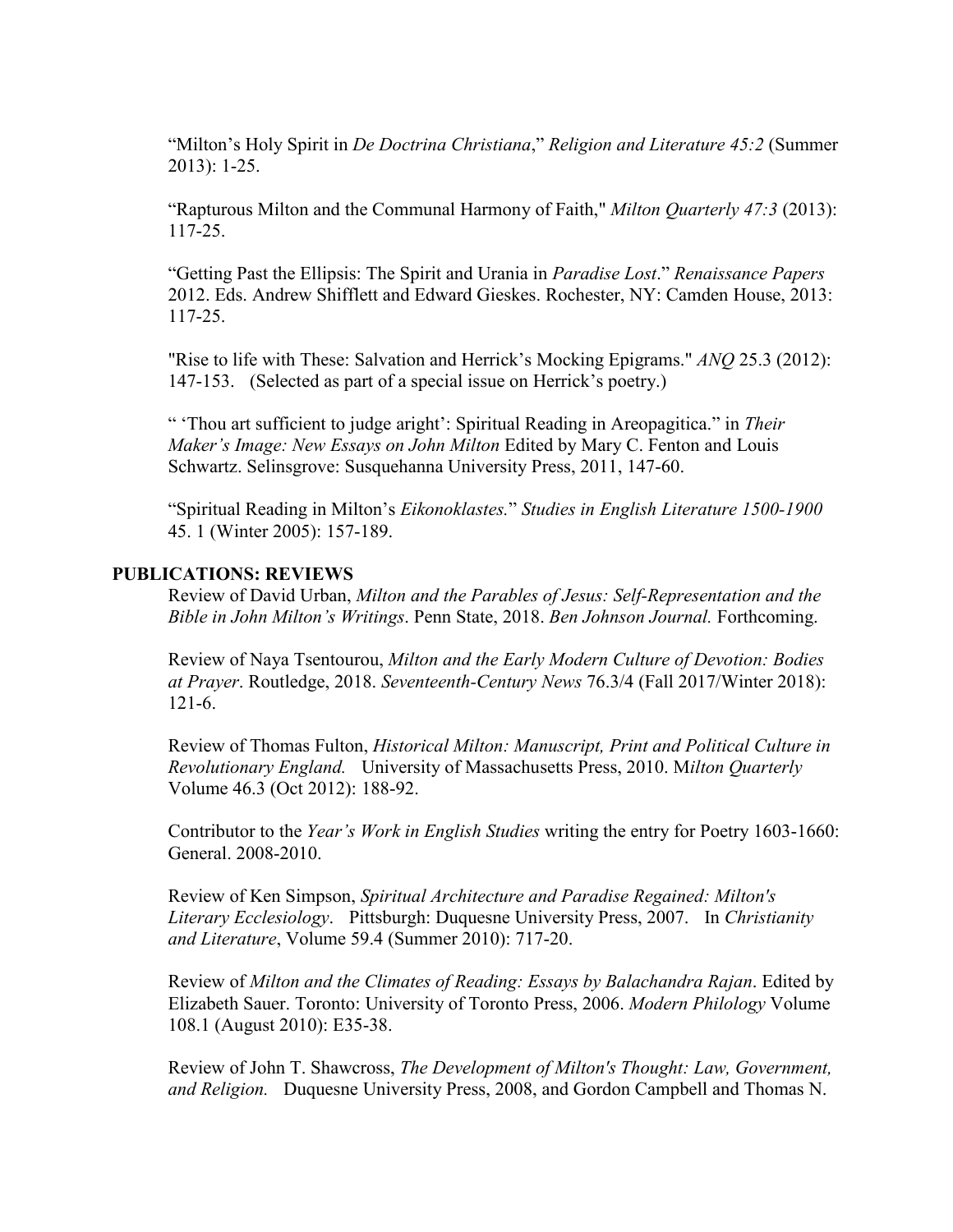"Milton's Holy Spirit in *De Doctrina Christiana*," *Religion and Literature 45:2* (Summer 2013): 1-25.

"Rapturous Milton and the Communal Harmony of Faith," *Milton Quarterly 47:3* (2013): 117-25.

"Getting Past the Ellipsis: The Spirit and Urania in *Paradise Lost*." *Renaissance Papers* 2012. Eds. Andrew Shifflett and Edward Gieskes. Rochester, NY: Camden House, 2013: 117-25.

"Rise to life with These: Salvation and Herrick's Mocking Epigrams." *ANQ* 25.3 (2012): 147-153. (Selected as part of a special issue on Herrick's poetry.)

" 'Thou art sufficient to judge aright': Spiritual Reading in Areopagitica." in *Their Maker's Image: New Essays on John Milton* Edited by Mary C. Fenton and Louis Schwartz. Selinsgrove: Susquehanna University Press, 2011, 147-60.

"Spiritual Reading in Milton's *Eikonoklastes.*" *Studies in English Literature 1500-1900* 45. 1 (Winter 2005): 157-189.

## PUBLICATIONS: REVIEWS

Review of David Urban, *Milton and the Parables of Jesus: Self-Representation and the Bible in John Milton's Writings*. Penn State, 2018. *Ben Johnson Journal.* Forthcoming.

Review of Naya Tsentourou, *Milton and the Early Modern Culture of Devotion: Bodies at Prayer*. Routledge, 2018. *Seventeenth-Century News* 76.3/4 (Fall 2017/Winter 2018): 121-6.

Review of Thomas Fulton, *Historical Milton: Manuscript, Print and Political Culture in Revolutionary England.* University of Massachusetts Press, 2010. M*ilton Quarterly* Volume 46.3 (Oct 2012): 188-92.

Contributor to the *Year's Work in English Studies* writing the entry for Poetry 1603-1660: General. 2008-2010.

Review of Ken Simpson, *Spiritual Architecture and Paradise Regained: Milton's Literary Ecclesiology*. Pittsburgh: Duquesne University Press, 2007. In *Christianity and Literature*, Volume 59.4 (Summer 2010): 717-20.

Review of *Milton and the Climates of Reading: Essays by Balachandra Rajan*. Edited by Elizabeth Sauer. Toronto: University of Toronto Press, 2006. *Modern Philology* Volume 108.1 (August 2010): E35-38.

Review of John T. Shawcross, *The Development of Milton's Thought: Law, Government, and Religion.* Duquesne University Press, 2008, and Gordon Campbell and Thomas N.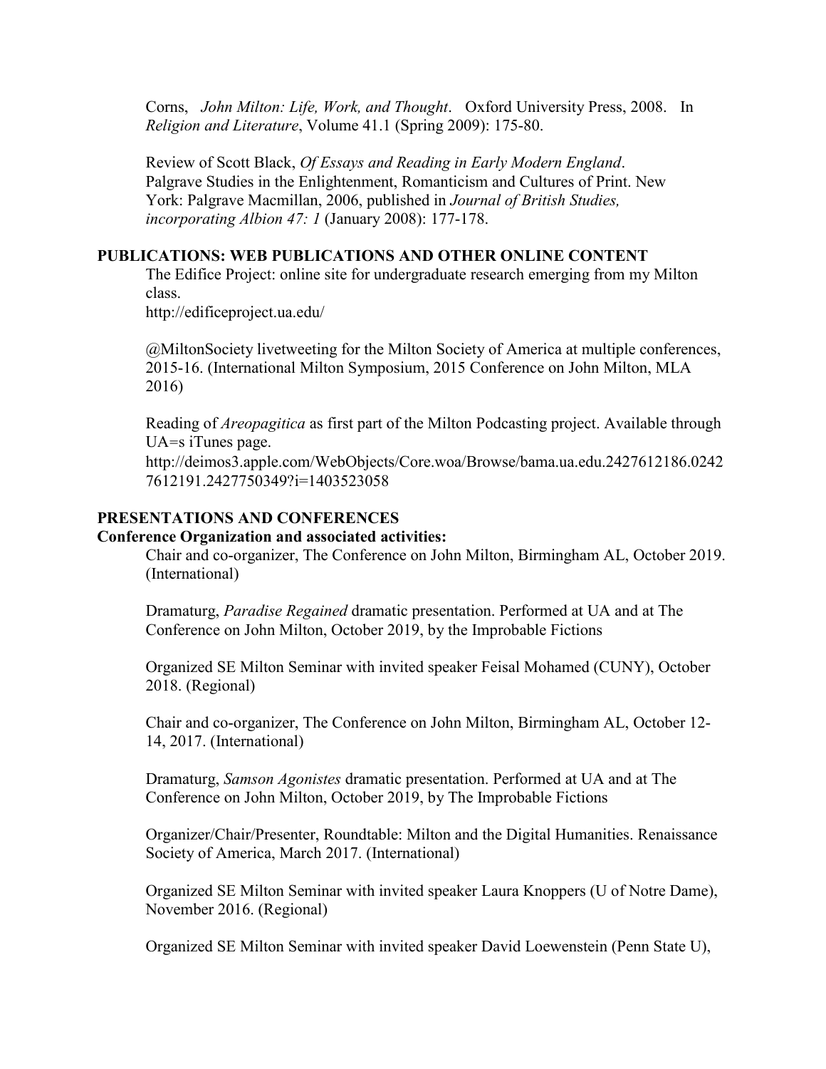Corns, *John Milton: Life, Work, and Thought*. Oxford University Press, 2008. In *Religion and Literature*, Volume 41.1 (Spring 2009): 175-80.

Review of Scott Black, *Of Essays and Reading in Early Modern England*. Palgrave Studies in the Enlightenment, Romanticism and Cultures of Print. New York: Palgrave Macmillan, 2006, published in *Journal of British Studies, incorporating Albion 47: 1* (January 2008): 177-178.

## PUBLICATIONS: WEB PUBLICATIONS AND OTHER ONLINE CONTENT

The Edifice Project: online site for undergraduate research emerging from my Milton class.
http://edificeproject.ua.edu/

@MiltonSociety livetweeting for the Milton Society of America at multiple conferences, 2015-16. (International Milton Symposium, 2015 Conference on John Milton, MLA 2016)

Reading of *Areopagitica* as first part of the Milton Podcasting project. Available through UA=s iTunes page.
http://deimos3.apple.com/WebObjects/Core.woa/Browse/bama.ua.edu.2427612186.02427612191.2427750349?i=1403523058

## PRESENTATIONS AND CONFERENCES

### Conference Organization and associated activities:

Chair and co-organizer, The Conference on John Milton, Birmingham AL, October 2019. (International)

Dramaturg, *Paradise Regained* dramatic presentation. Performed at UA and at The Conference on John Milton, October 2019, by the Improbable Fictions

Organized SE Milton Seminar with invited speaker Feisal Mohamed (CUNY), October 2018. (Regional)

Chair and co-organizer, The Conference on John Milton, Birmingham AL, October 12-14, 2017. (International)

Dramaturg, *Samson Agonistes* dramatic presentation. Performed at UA and at The Conference on John Milton, October 2019, by The Improbable Fictions

Organizer/Chair/Presenter, Roundtable: Milton and the Digital Humanities. Renaissance Society of America, March 2017. (International)

Organized SE Milton Seminar with invited speaker Laura Knoppers (U of Notre Dame), November 2016. (Regional)

Organized SE Milton Seminar with invited speaker David Loewenstein (Penn State U),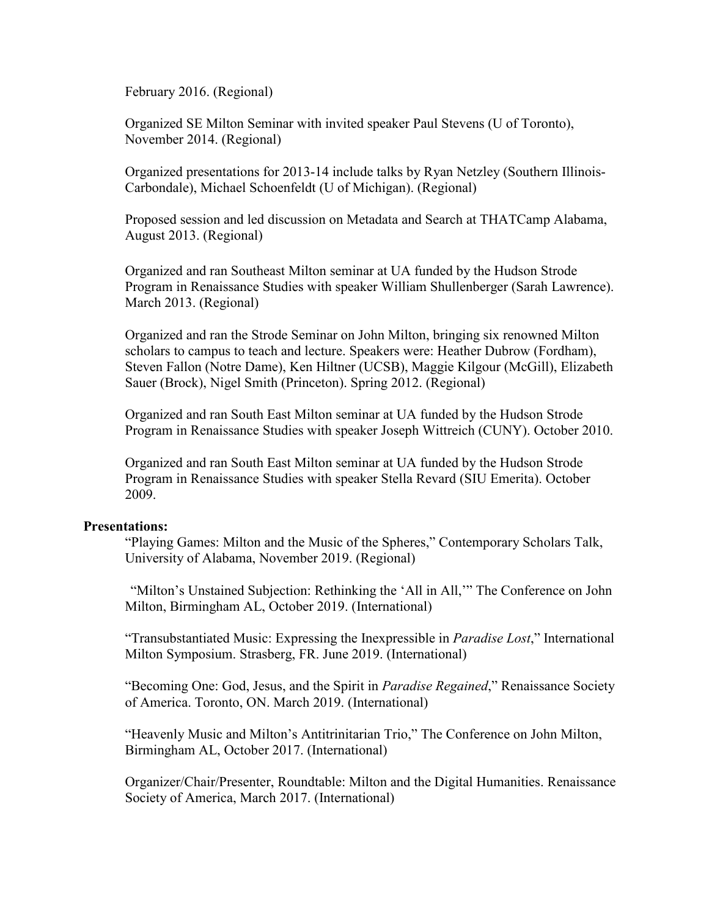February 2016. (Regional)

Organized SE Milton Seminar with invited speaker Paul Stevens (U of Toronto), November 2014. (Regional)

Organized presentations for 2013-14 include talks by Ryan Netzley (Southern Illinois-Carbondale), Michael Schoenfeldt (U of Michigan). (Regional)

Proposed session and led discussion on Metadata and Search at THATCamp Alabama, August 2013. (Regional)

Organized and ran Southeast Milton seminar at UA funded by the Hudson Strode Program in Renaissance Studies with speaker William Shullenberger (Sarah Lawrence). March 2013. (Regional)

Organized and ran the Strode Seminar on John Milton, bringing six renowned Milton scholars to campus to teach and lecture. Speakers were: Heather Dubrow (Fordham), Steven Fallon (Notre Dame), Ken Hiltner (UCSB), Maggie Kilgour (McGill), Elizabeth Sauer (Brock), Nigel Smith (Princeton). Spring 2012. (Regional)

Organized and ran South East Milton seminar at UA funded by the Hudson Strode Program in Renaissance Studies with speaker Joseph Wittreich (CUNY). October 2010.

Organized and ran South East Milton seminar at UA funded by the Hudson Strode Program in Renaissance Studies with speaker Stella Revard (SIU Emerita). October 2009.

**Presentations:**

"Playing Games: Milton and the Music of the Spheres," Contemporary Scholars Talk, University of Alabama, November 2019. (Regional)

"Milton's Unstained Subjection: Rethinking the 'All in All,'" The Conference on John Milton, Birmingham AL, October 2019. (International)

"Transubstantiated Music: Expressing the Inexpressible in *Paradise Lost*," International Milton Symposium. Strasberg, FR. June 2019. (International)

"Becoming One: God, Jesus, and the Spirit in *Paradise Regained*," Renaissance Society of America. Toronto, ON. March 2019. (International)

"Heavenly Music and Milton's Antitrinitarian Trio," The Conference on John Milton, Birmingham AL, October 2017. (International)

Organizer/Chair/Presenter, Roundtable: Milton and the Digital Humanities. Renaissance Society of America, March 2017. (International)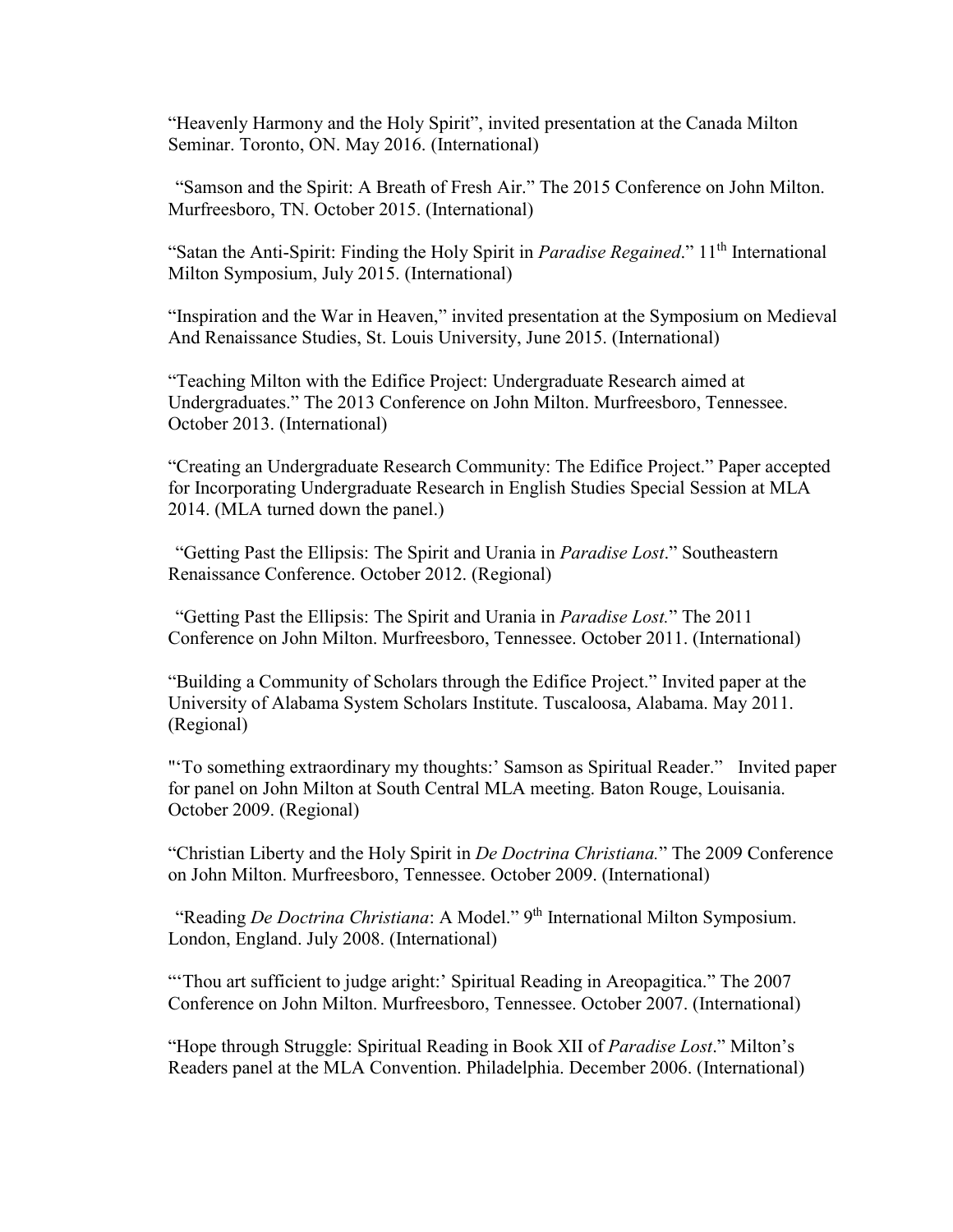“Heavenly Harmony and the Holy Spirit”, invited presentation at the Canada Milton Seminar. Toronto, ON. May 2016. (International)

“Samson and the Spirit: A Breath of Fresh Air.” The 2015 Conference on John Milton. Murfreesboro, TN. October 2015. (International)

“Satan the Anti-Spirit: Finding the Holy Spirit in *Paradise Regained*.” 11th International Milton Symposium, July 2015. (International)

“Inspiration and the War in Heaven,” invited presentation at the Symposium on Medieval And Renaissance Studies, St. Louis University, June 2015. (International)

“Teaching Milton with the Edifice Project: Undergraduate Research aimed at Undergraduates.” The 2013 Conference on John Milton. Murfreesboro, Tennessee. October 2013. (International)

“Creating an Undergraduate Research Community: The Edifice Project.” Paper accepted for Incorporating Undergraduate Research in English Studies Special Session at MLA 2014. (MLA turned down the panel.)

“Getting Past the Ellipsis: The Spirit and Urania in *Paradise Lost*.” Southeastern Renaissance Conference. October 2012. (Regional)

“Getting Past the Ellipsis: The Spirit and Urania in *Paradise Lost.*” The 2011 Conference on John Milton. Murfreesboro, Tennessee. October 2011. (International)

“Building a Community of Scholars through the Edifice Project.” Invited paper at the University of Alabama System Scholars Institute. Tuscaloosa, Alabama. May 2011. (Regional)

"‘To something extraordinary my thoughts:’ Samson as Spiritual Reader.” Invited paper for panel on John Milton at South Central MLA meeting. Baton Rouge, Louisania. October 2009. (Regional)

“Christian Liberty and the Holy Spirit in *De Doctrina Christiana.*” The 2009 Conference on John Milton. Murfreesboro, Tennessee. October 2009. (International)

“Reading *De Doctrina Christiana*: A Model.” 9th International Milton Symposium. London, England. July 2008. (International)

“‘Thou art sufficient to judge aright:’ Spiritual Reading in Areopagitica.” The 2007 Conference on John Milton. Murfreesboro, Tennessee. October 2007. (International)

“Hope through Struggle: Spiritual Reading in Book XII of *Paradise Lost*.” Milton’s Readers panel at the MLA Convention. Philadelphia. December 2006. (International)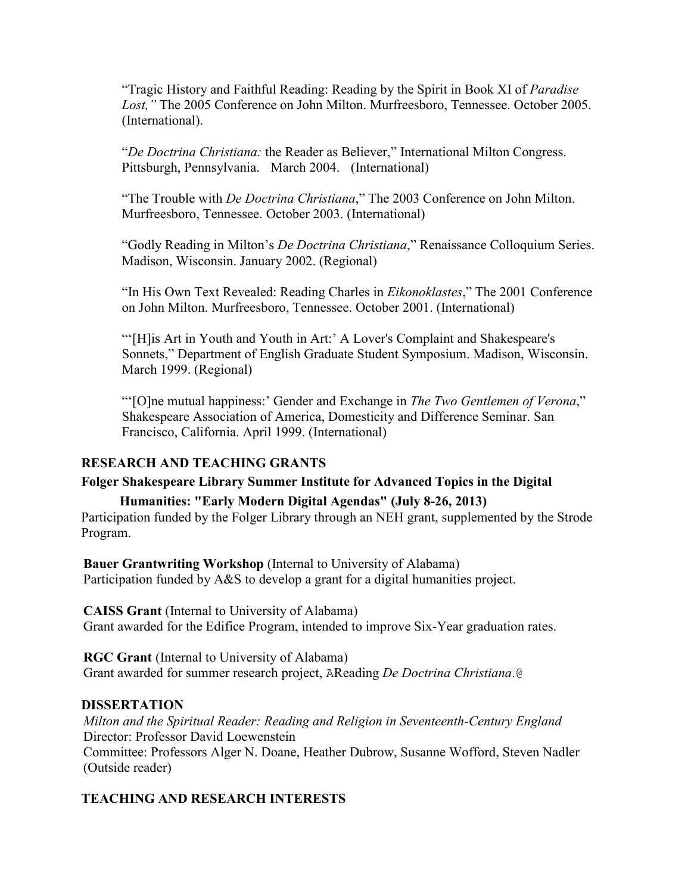"Tragic History and Faithful Reading: Reading by the Spirit in Book XI of *Paradise Lost,"* The 2005 Conference on John Milton. Murfreesboro, Tennessee. October 2005. (International).

"*De Doctrina Christiana:* the Reader as Believer," International Milton Congress. Pittsburgh, Pennsylvania. March 2004. (International)

"The Trouble with *De Doctrina Christiana*," The 2003 Conference on John Milton. Murfreesboro, Tennessee. October 2003. (International)

"Godly Reading in Milton's *De Doctrina Christiana*," Renaissance Colloquium Series. Madison, Wisconsin. January 2002. (Regional)

"In His Own Text Revealed: Reading Charles in *Eikonoklastes*," The 2001 Conference on John Milton. Murfreesboro, Tennessee. October 2001. (International)

"'[H]is Art in Youth and Youth in Art:' A Lover's Complaint and Shakespeare's Sonnets," Department of English Graduate Student Symposium. Madison, Wisconsin. March 1999. (Regional)

"'[O]ne mutual happiness:' Gender and Exchange in *The Two Gentlemen of Verona*," Shakespeare Association of America, Domesticity and Difference Seminar. San Francisco, California. April 1999. (International)

## RESEARCH AND TEACHING GRANTS

**Folger Shakespeare Library Summer Institute for Advanced Topics in the Digital Humanities: "Early Modern Digital Agendas" (July 8-26, 2013)**
Participation funded by the Folger Library through an NEH grant, supplemented by the Strode Program.

**Bauer Grantwriting Workshop** (Internal to University of Alabama)
Participation funded by A&S to develop a grant for a digital humanities project.

**CAISS Grant** (Internal to University of Alabama)
Grant awarded for the Edifice Program, intended to improve Six-Year graduation rates.

**RGC Grant** (Internal to University of Alabama)
Grant awarded for summer research project, AReading *De Doctrina Christiana*.@

## DISSERTATION

*Milton and the Spiritual Reader: Reading and Religion in Seventeenth-Century England*
Director: Professor David Loewenstein
Committee: Professors Alger N. Doane, Heather Dubrow, Susanne Wofford, Steven Nadler (Outside reader)

## TEACHING AND RESEARCH INTERESTS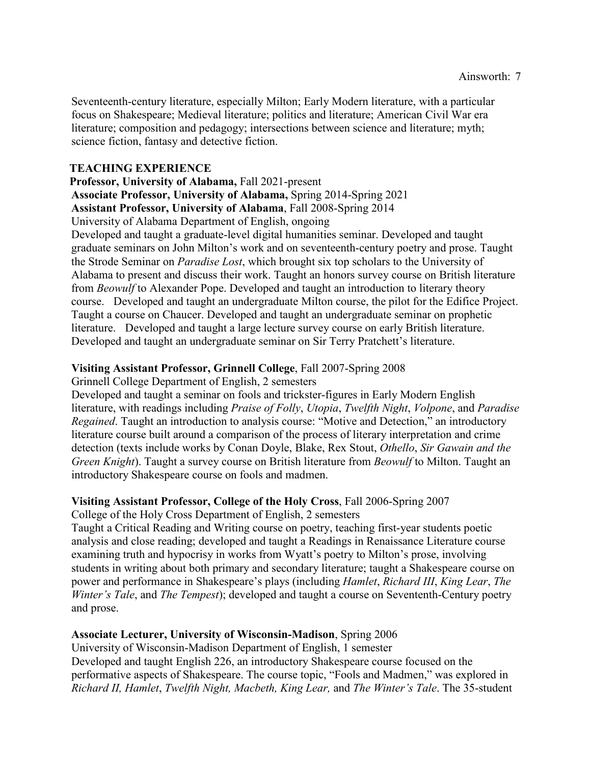Seventeenth-century literature, especially Milton; Early Modern literature, with a particular focus on Shakespeare; Medieval literature; politics and literature; American Civil War era literature; composition and pedagogy; intersections between science and literature; myth; science fiction, fantasy and detective fiction.

## TEACHING EXPERIENCE

**Professor, University of Alabama,** Fall 2021-present
**Associate Professor, University of Alabama,** Spring 2014-Spring 2021
**Assistant Professor, University of Alabama**, Fall 2008-Spring 2014
University of Alabama Department of English, ongoing
Developed and taught a graduate-level digital humanities seminar. Developed and taught graduate seminars on John Milton's work and on seventeenth-century poetry and prose. Taught the Strode Seminar on *Paradise Lost*, which brought six top scholars to the University of Alabama to present and discuss their work. Taught an honors survey course on British literature from *Beowulf* to Alexander Pope. Developed and taught an introduction to literary theory course. Developed and taught an undergraduate Milton course, the pilot for the Edifice Project. Taught a course on Chaucer. Developed and taught an undergraduate seminar on prophetic literature. Developed and taught a large lecture survey course on early British literature. Developed and taught an undergraduate seminar on Sir Terry Pratchett's literature.

**Visiting Assistant Professor, Grinnell College**, Fall 2007-Spring 2008
Grinnell College Department of English, 2 semesters
Developed and taught a seminar on fools and trickster-figures in Early Modern English literature, with readings including *Praise of Folly*, *Utopia*, *Twelfth Night*, *Volpone*, and *Paradise Regained*. Taught an introduction to analysis course: "Motive and Detection," an introductory literature course built around a comparison of the process of literary interpretation and crime detection (texts include works by Conan Doyle, Blake, Rex Stout, *Othello*, *Sir Gawain and the Green Knight*). Taught a survey course on British literature from *Beowulf* to Milton. Taught an introductory Shakespeare course on fools and madmen.

**Visiting Assistant Professor, College of the Holy Cross**, Fall 2006-Spring 2007
College of the Holy Cross Department of English, 2 semesters
Taught a Critical Reading and Writing course on poetry, teaching first-year students poetic analysis and close reading; developed and taught a Readings in Renaissance Literature course examining truth and hypocrisy in works from Wyatt's poetry to Milton's prose, involving students in writing about both primary and secondary literature; taught a Shakespeare course on power and performance in Shakespeare's plays (including *Hamlet*, *Richard III*, *King Lear*, *The Winter's Tale*, and *The Tempest*); developed and taught a course on Seventeenth-Century poetry and prose.

**Associate Lecturer, University of Wisconsin-Madison**, Spring 2006
University of Wisconsin-Madison Department of English, 1 semester
Developed and taught English 226, an introductory Shakespeare course focused on the performative aspects of Shakespeare. The course topic, "Fools and Madmen," was explored in *Richard II, Hamlet*, *Twelfth Night, Macbeth, King Lear,* and *The Winter's Tale*. The 35-student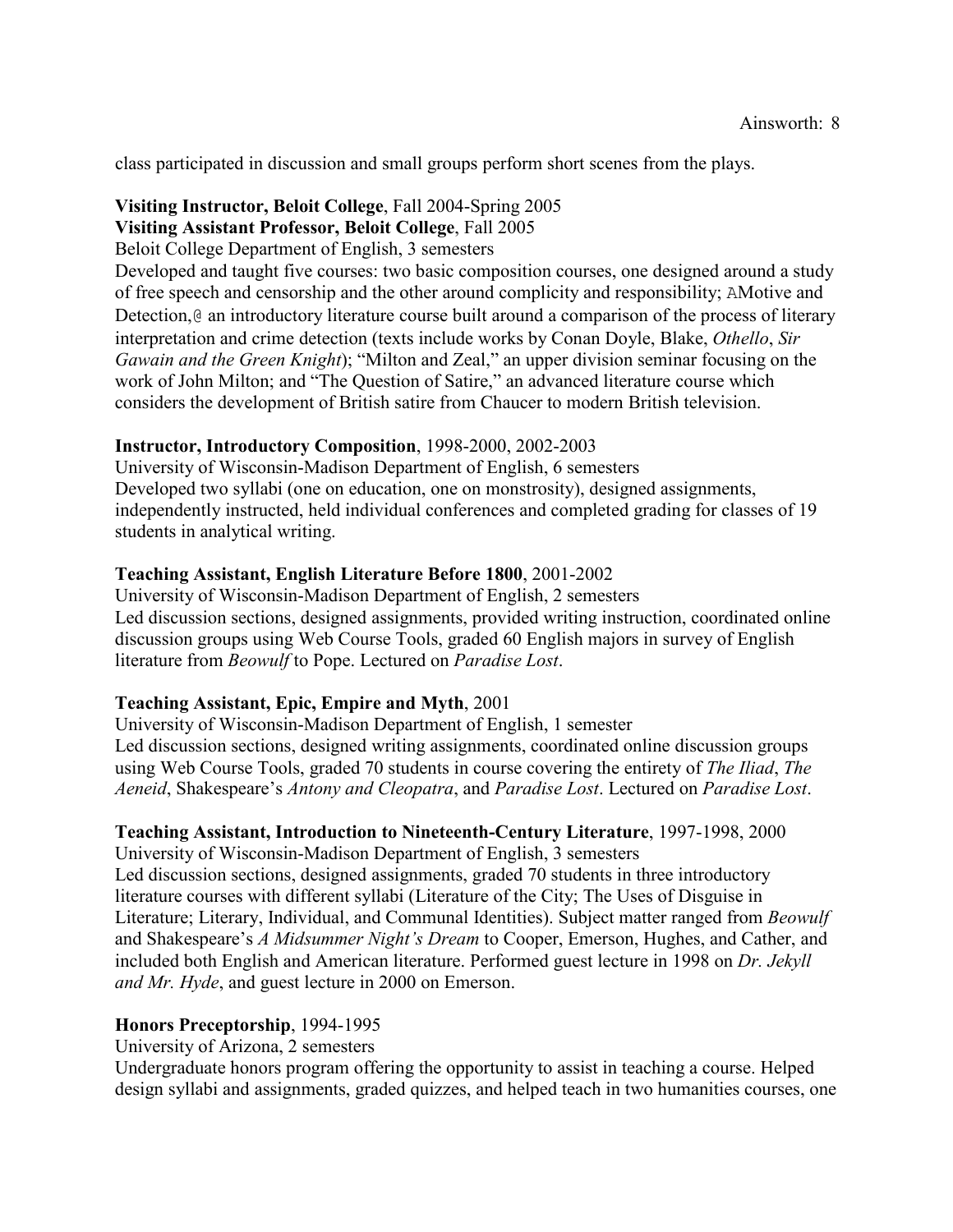class participated in discussion and small groups perform short scenes from the plays.

**Visiting Instructor, Beloit College**, Fall 2004-Spring 2005
**Visiting Assistant Professor, Beloit College**, Fall 2005
Beloit College Department of English, 3 semesters
Developed and taught five courses: two basic composition courses, one designed around a study of free speech and censorship and the other around complicity and responsibility; AMotive and Detection,@ an introductory literature course built around a comparison of the process of literary interpretation and crime detection (texts include works by Conan Doyle, Blake, *Othello*, *Sir Gawain and the Green Knight*); "Milton and Zeal," an upper division seminar focusing on the work of John Milton; and "The Question of Satire," an advanced literature course which considers the development of British satire from Chaucer to modern British television.

**Instructor, Introductory Composition**, 1998-2000, 2002-2003
University of Wisconsin-Madison Department of English, 6 semesters
Developed two syllabi (one on education, one on monstrosity), designed assignments, independently instructed, held individual conferences and completed grading for classes of 19 students in analytical writing.

**Teaching Assistant, English Literature Before 1800**, 2001-2002
University of Wisconsin-Madison Department of English, 2 semesters
Led discussion sections, designed assignments, provided writing instruction, coordinated online discussion groups using Web Course Tools, graded 60 English majors in survey of English literature from *Beowulf* to Pope. Lectured on *Paradise Lost*.

**Teaching Assistant, Epic, Empire and Myth**, 2001
University of Wisconsin-Madison Department of English, 1 semester
Led discussion sections, designed writing assignments, coordinated online discussion groups using Web Course Tools, graded 70 students in course covering the entirety of *The Iliad*, *The Aeneid*, Shakespeare's *Antony and Cleopatra*, and *Paradise Lost*. Lectured on *Paradise Lost*.

**Teaching Assistant, Introduction to Nineteenth-Century Literature**, 1997-1998, 2000
University of Wisconsin-Madison Department of English, 3 semesters
Led discussion sections, designed assignments, graded 70 students in three introductory literature courses with different syllabi (Literature of the City; The Uses of Disguise in Literature; Literary, Individual, and Communal Identities). Subject matter ranged from *Beowulf* and Shakespeare's *A Midsummer Night's Dream* to Cooper, Emerson, Hughes, and Cather, and included both English and American literature. Performed guest lecture in 1998 on *Dr. Jekyll and Mr. Hyde*, and guest lecture in 2000 on Emerson.

**Honors Preceptorship**, 1994-1995
University of Arizona, 2 semesters
Undergraduate honors program offering the opportunity to assist in teaching a course. Helped design syllabi and assignments, graded quizzes, and helped teach in two humanities courses, one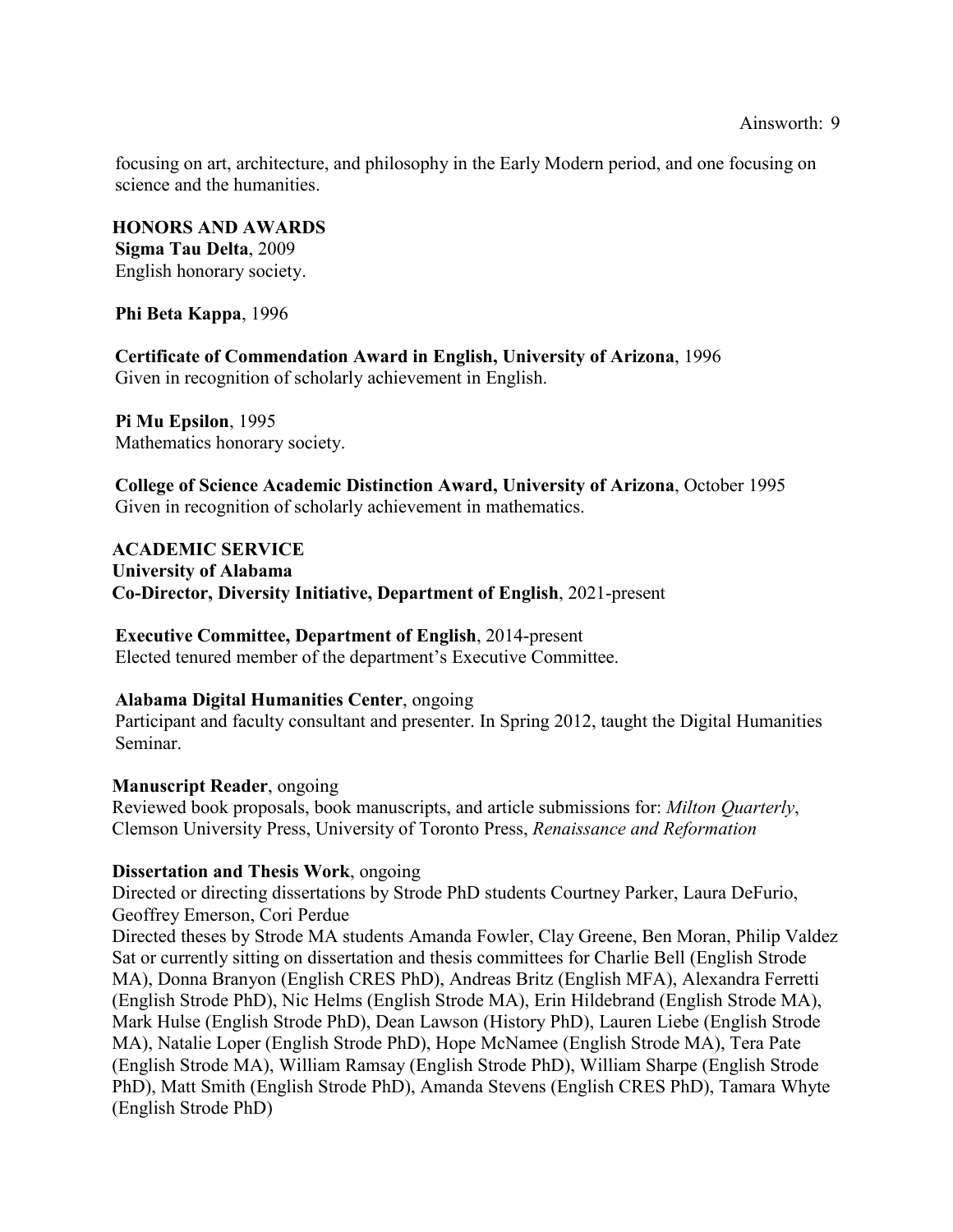focusing on art, architecture, and philosophy in the Early Modern period, and one focusing on science and the humanities.

## HONORS AND AWARDS

**Sigma Tau Delta**, 2009
English honorary society.

**Phi Beta Kappa**, 1996

**Certificate of Commendation Award in English, University of Arizona**, 1996
Given in recognition of scholarly achievement in English.

**Pi Mu Epsilon**, 1995
Mathematics honorary society.

**College of Science Academic Distinction Award, University of Arizona**, October 1995
Given in recognition of scholarly achievement in mathematics.

## ACADEMIC SERVICE

### University of Alabama

**Co-Director, Diversity Initiative, Department of English**, 2021-present

**Executive Committee, Department of English**, 2014-present
Elected tenured member of the department's Executive Committee.

**Alabama Digital Humanities Center**, ongoing
Participant and faculty consultant and presenter. In Spring 2012, taught the Digital Humanities Seminar.

**Manuscript Reader**, ongoing
Reviewed book proposals, book manuscripts, and article submissions for: *Milton Quarterly*, Clemson University Press, University of Toronto Press, *Renaissance and Reformation*

**Dissertation and Thesis Work**, ongoing
Directed or directing dissertations by Strode PhD students Courtney Parker, Laura DeFurio, Geoffrey Emerson, Cori Perdue
Directed theses by Strode MA students Amanda Fowler, Clay Greene, Ben Moran, Philip Valdez
Sat or currently sitting on dissertation and thesis committees for Charlie Bell (English Strode MA), Donna Branyon (English CRES PhD), Andreas Britz (English MFA), Alexandra Ferretti (English Strode PhD), Nic Helms (English Strode MA), Erin Hildebrand (English Strode MA), Mark Hulse (English Strode PhD), Dean Lawson (History PhD), Lauren Liebe (English Strode MA), Natalie Loper (English Strode PhD), Hope McNamee (English Strode MA), Tera Pate (English Strode MA), William Ramsay (English Strode PhD), William Sharpe (English Strode PhD), Matt Smith (English Strode PhD), Amanda Stevens (English CRES PhD), Tamara Whyte (English Strode PhD)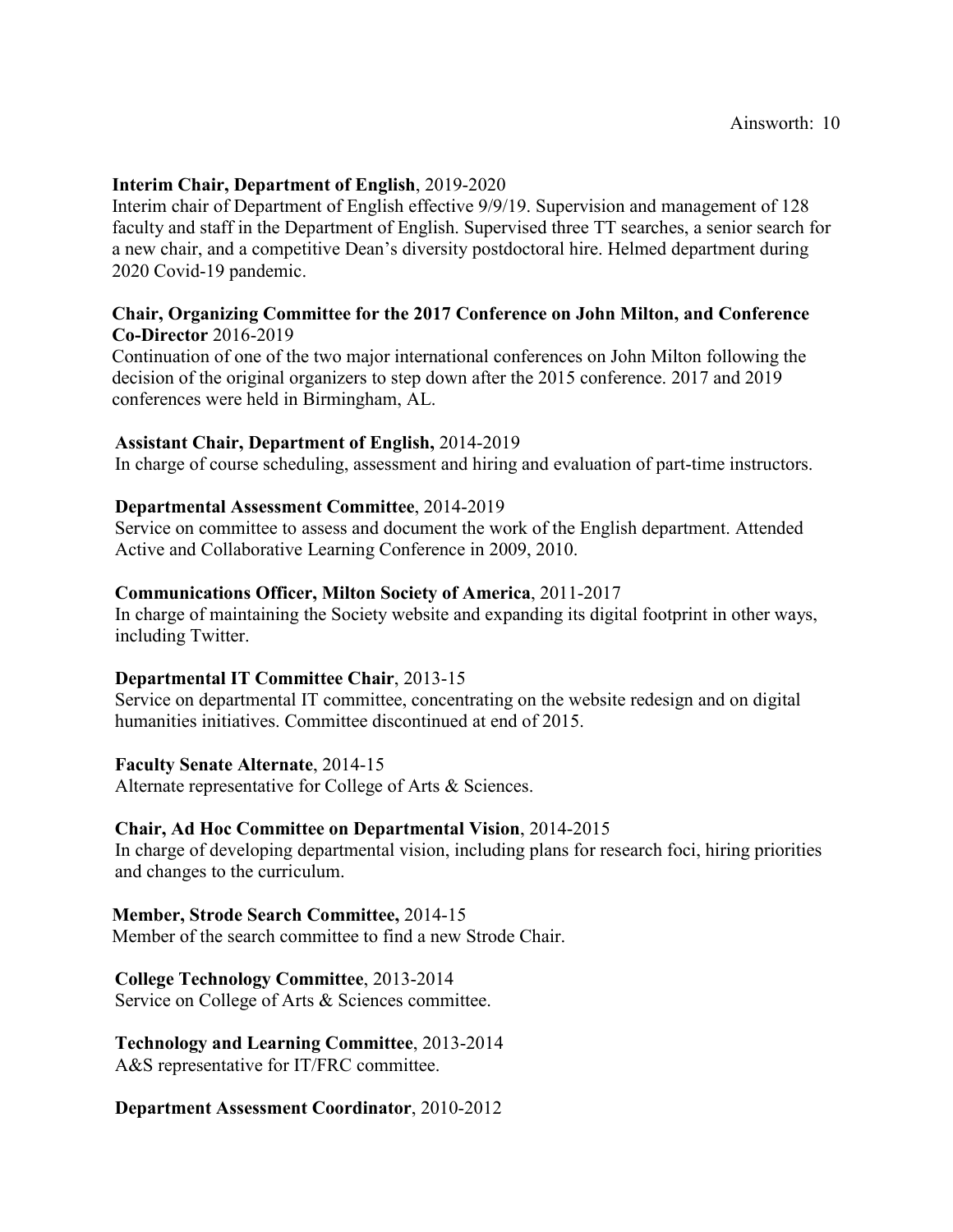**Interim Chair, Department of English**, 2019-2020
Interim chair of Department of English effective 9/9/19. Supervision and management of 128 faculty and staff in the Department of English. Supervised three TT searches, a senior search for a new chair, and a competitive Dean's diversity postdoctoral hire. Helmed department during 2020 Covid-19 pandemic.

**Chair, Organizing Committee for the 2017 Conference on John Milton, and Conference Co-Director** 2016-2019
Continuation of one of the two major international conferences on John Milton following the decision of the original organizers to step down after the 2015 conference. 2017 and 2019 conferences were held in Birmingham, AL.

**Assistant Chair, Department of English,** 2014-2019
In charge of course scheduling, assessment and hiring and evaluation of part-time instructors.

**Departmental Assessment Committee**, 2014-2019
Service on committee to assess and document the work of the English department. Attended Active and Collaborative Learning Conference in 2009, 2010.

**Communications Officer, Milton Society of America**, 2011-2017
In charge of maintaining the Society website and expanding its digital footprint in other ways, including Twitter.

**Departmental IT Committee Chair**, 2013-15
Service on departmental IT committee, concentrating on the website redesign and on digital humanities initiatives. Committee discontinued at end of 2015.

**Faculty Senate Alternate**, 2014-15
Alternate representative for College of Arts & Sciences.

**Chair, Ad Hoc Committee on Departmental Vision**, 2014-2015
In charge of developing departmental vision, including plans for research foci, hiring priorities and changes to the curriculum.

**Member, Strode Search Committee,** 2014-15
Member of the search committee to find a new Strode Chair.

**College Technology Committee**, 2013-2014
Service on College of Arts & Sciences committee.

**Technology and Learning Committee**, 2013-2014
A&S representative for IT/FRC committee.

**Department Assessment Coordinator**, 2010-2012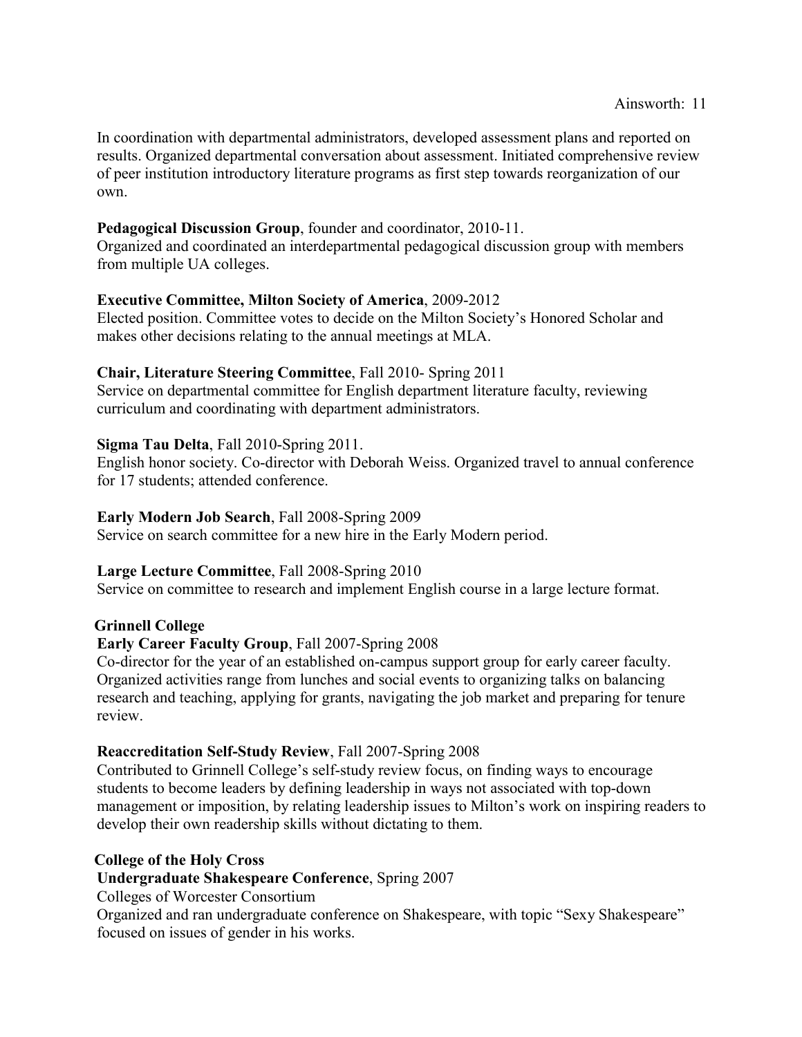In coordination with departmental administrators, developed assessment plans and reported on results. Organized departmental conversation about assessment. Initiated comprehensive review of peer institution introductory literature programs as first step towards reorganization of our own.

**Pedagogical Discussion Group**, founder and coordinator, 2010-11.
Organized and coordinated an interdepartmental pedagogical discussion group with members from multiple UA colleges.

**Executive Committee, Milton Society of America**, 2009-2012
Elected position. Committee votes to decide on the Milton Society's Honored Scholar and makes other decisions relating to the annual meetings at MLA.

**Chair, Literature Steering Committee**, Fall 2010- Spring 2011
Service on departmental committee for English department literature faculty, reviewing curriculum and coordinating with department administrators.

**Sigma Tau Delta**, Fall 2010-Spring 2011.
English honor society. Co-director with Deborah Weiss. Organized travel to annual conference for 17 students; attended conference.

**Early Modern Job Search**, Fall 2008-Spring 2009
Service on search committee for a new hire in the Early Modern period.

**Large Lecture Committee**, Fall 2008-Spring 2010
Service on committee to research and implement English course in a large lecture format.

**Grinnell College**

**Early Career Faculty Group**, Fall 2007-Spring 2008
Co-director for the year of an established on-campus support group for early career faculty. Organized activities range from lunches and social events to organizing talks on balancing research and teaching, applying for grants, navigating the job market and preparing for tenure review.

**Reaccreditation Self-Study Review**, Fall 2007-Spring 2008
Contributed to Grinnell College's self-study review focus, on finding ways to encourage students to become leaders by defining leadership in ways not associated with top-down management or imposition, by relating leadership issues to Milton's work on inspiring readers to develop their own readership skills without dictating to them.

**College of the Holy Cross**

**Undergraduate Shakespeare Conference**, Spring 2007
Colleges of Worcester Consortium
Organized and ran undergraduate conference on Shakespeare, with topic "Sexy Shakespeare" focused on issues of gender in his works.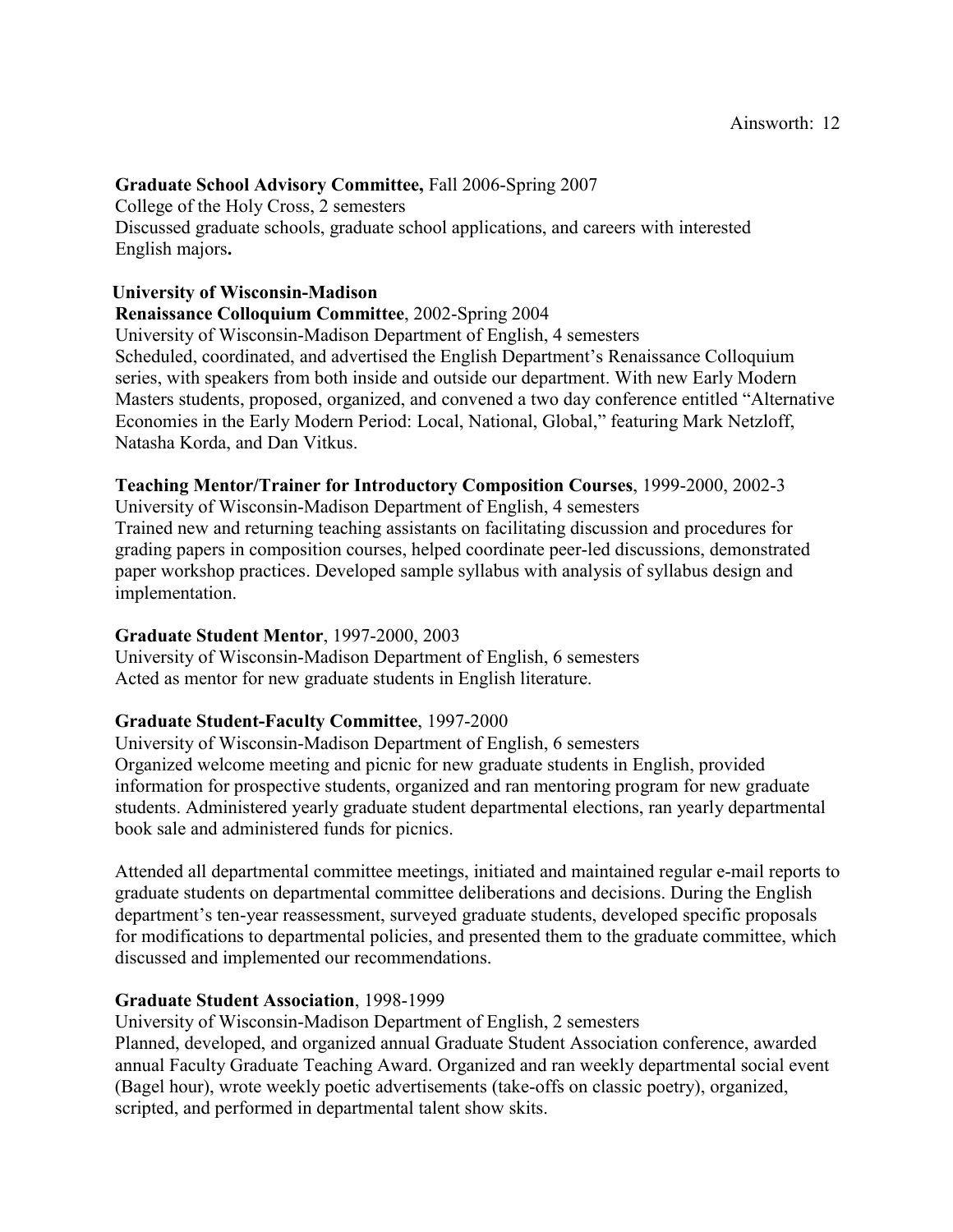**Graduate School Advisory Committee,** Fall 2006-Spring 2007
College of the Holy Cross, 2 semesters
Discussed graduate schools, graduate school applications, and careers with interested English majors**.**

**University of Wisconsin-Madison**

**Renaissance Colloquium Committee**, 2002-Spring 2004
University of Wisconsin-Madison Department of English, 4 semesters
Scheduled, coordinated, and advertised the English Department's Renaissance Colloquium series, with speakers from both inside and outside our department. With new Early Modern Masters students, proposed, organized, and convened a two day conference entitled "Alternative Economies in the Early Modern Period: Local, National, Global," featuring Mark Netzloff, Natasha Korda, and Dan Vitkus.

**Teaching Mentor/Trainer for Introductory Composition Courses**, 1999-2000, 2002-3
University of Wisconsin-Madison Department of English, 4 semesters
Trained new and returning teaching assistants on facilitating discussion and procedures for grading papers in composition courses, helped coordinate peer-led discussions, demonstrated paper workshop practices. Developed sample syllabus with analysis of syllabus design and implementation.

**Graduate Student Mentor**, 1997-2000, 2003
University of Wisconsin-Madison Department of English, 6 semesters
Acted as mentor for new graduate students in English literature.

**Graduate Student-Faculty Committee**, 1997-2000
University of Wisconsin-Madison Department of English, 6 semesters
Organized welcome meeting and picnic for new graduate students in English, provided information for prospective students, organized and ran mentoring program for new graduate students. Administered yearly graduate student departmental elections, ran yearly departmental book sale and administered funds for picnics.

Attended all departmental committee meetings, initiated and maintained regular e-mail reports to graduate students on departmental committee deliberations and decisions. During the English department's ten-year reassessment, surveyed graduate students, developed specific proposals for modifications to departmental policies, and presented them to the graduate committee, which discussed and implemented our recommendations.

**Graduate Student Association**, 1998-1999
University of Wisconsin-Madison Department of English, 2 semesters
Planned, developed, and organized annual Graduate Student Association conference, awarded annual Faculty Graduate Teaching Award. Organized and ran weekly departmental social event (Bagel hour), wrote weekly poetic advertisements (take-offs on classic poetry), organized, scripted, and performed in departmental talent show skits.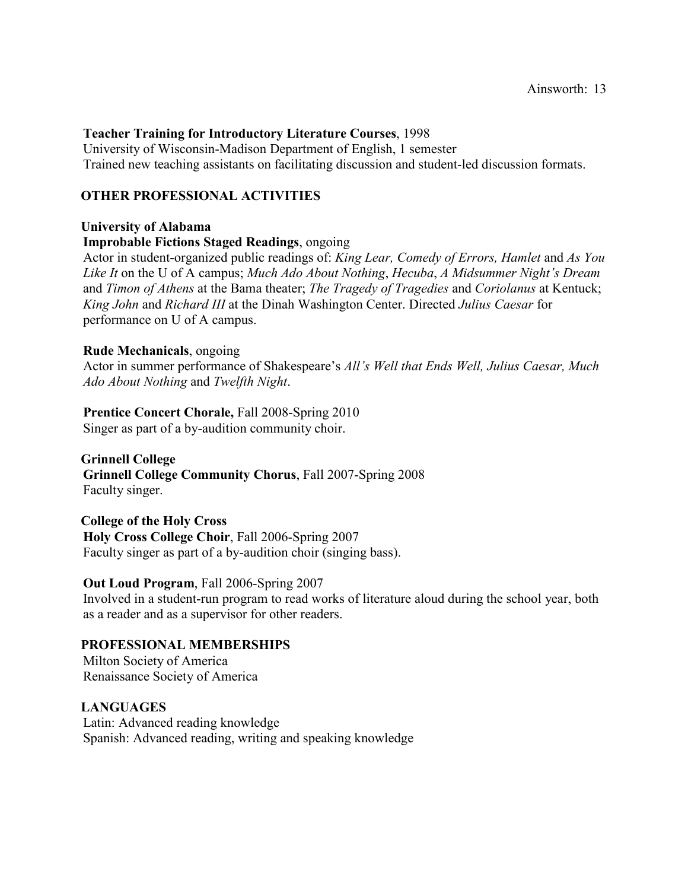**Teacher Training for Introductory Literature Courses**, 1998
University of Wisconsin-Madison Department of English, 1 semester
Trained new teaching assistants on facilitating discussion and student-led discussion formats.

## OTHER PROFESSIONAL ACTIVITIES

### University of Alabama

**Improbable Fictions Staged Readings**, ongoing
Actor in student-organized public readings of: *King Lear, Comedy of Errors, Hamlet* and *As You Like It* on the U of A campus; *Much Ado About Nothing*, *Hecuba*, *A Midsummer Night's Dream* and *Timon of Athens* at the Bama theater; *The Tragedy of Tragedies* and *Coriolanus* at Kentuck; *King John* and *Richard III* at the Dinah Washington Center. Directed *Julius Caesar* for performance on U of A campus.

**Rude Mechanicals**, ongoing
Actor in summer performance of Shakespeare's *All's Well that Ends Well, Julius Caesar, Much Ado About Nothing* and *Twelfth Night*.

**Prentice Concert Chorale,** Fall 2008-Spring 2010
Singer as part of a by-audition community choir.

### Grinnell College

**Grinnell College Community Chorus**, Fall 2007-Spring 2008
Faculty singer.

### College of the Holy Cross

**Holy Cross College Choir**, Fall 2006-Spring 2007
Faculty singer as part of a by-audition choir (singing bass).

**Out Loud Program**, Fall 2006-Spring 2007
Involved in a student-run program to read works of literature aloud during the school year, both as a reader and as a supervisor for other readers.

## PROFESSIONAL MEMBERSHIPS

Milton Society of America
Renaissance Society of America

## LANGUAGES

Latin: Advanced reading knowledge
Spanish: Advanced reading, writing and speaking knowledge